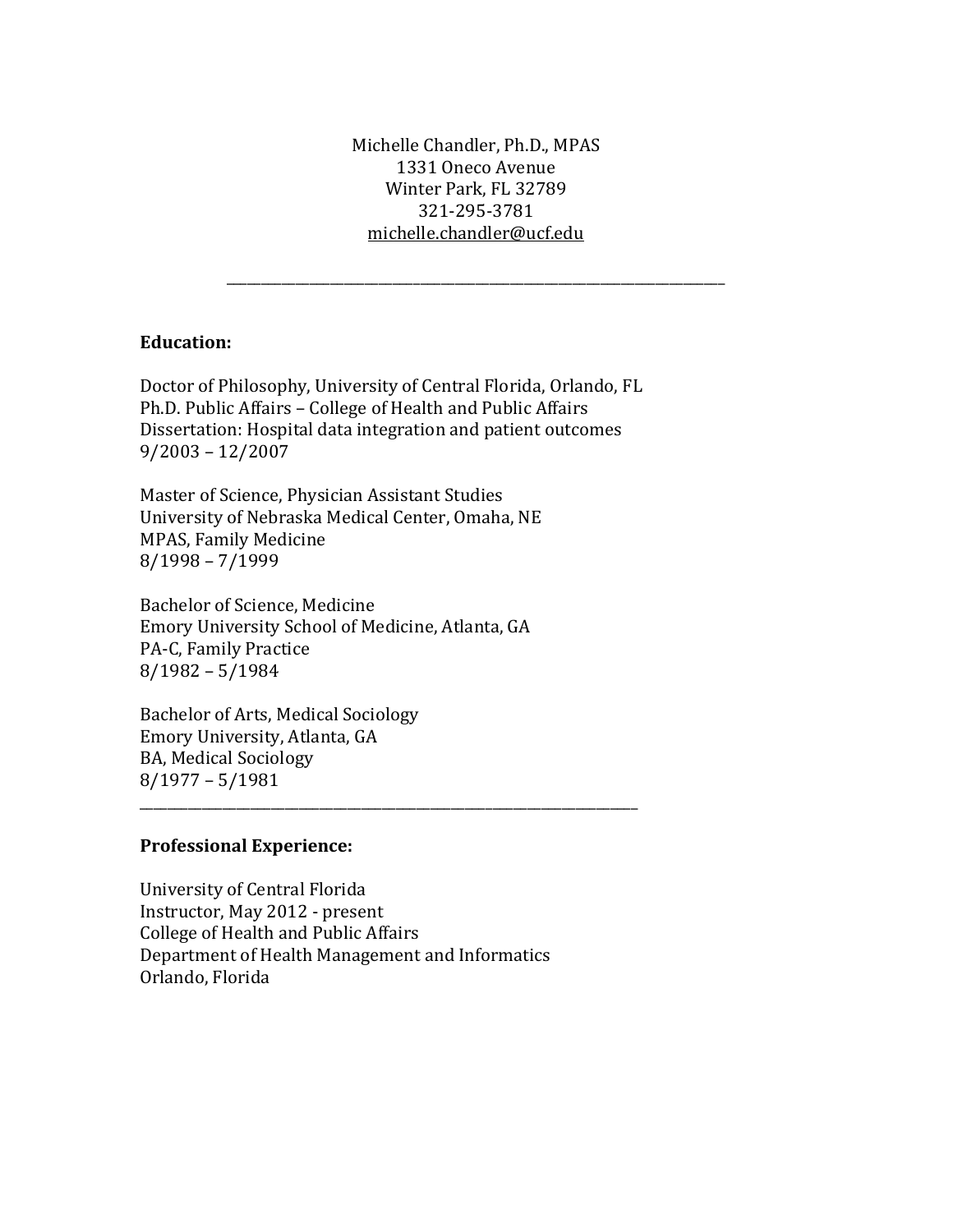Michelle Chandler, Ph.D., MPAS
1331 Oneco Avenue
Winter Park, FL 32789
321-295-3781
michelle.chandler@ucf.edu

---

**Education:**

Doctor of Philosophy, University of Central Florida, Orlando, FL
Ph.D. Public Affairs – College of Health and Public Affairs
Dissertation: Hospital data integration and patient outcomes
9/2003 – 12/2007

Master of Science, Physician Assistant Studies
University of Nebraska Medical Center, Omaha, NE
MPAS, Family Medicine
8/1998 – 7/1999

Bachelor of Science, Medicine
Emory University School of Medicine, Atlanta, GA
PA-C, Family Practice
8/1982 – 5/1984

Bachelor of Arts, Medical Sociology
Emory University, Atlanta, GA
BA, Medical Sociology
8/1977 – 5/1981

---

**Professional Experience:**

University of Central Florida
Instructor, May 2012 - present
College of Health and Public Affairs
Department of Health Management and Informatics
Orlando, Florida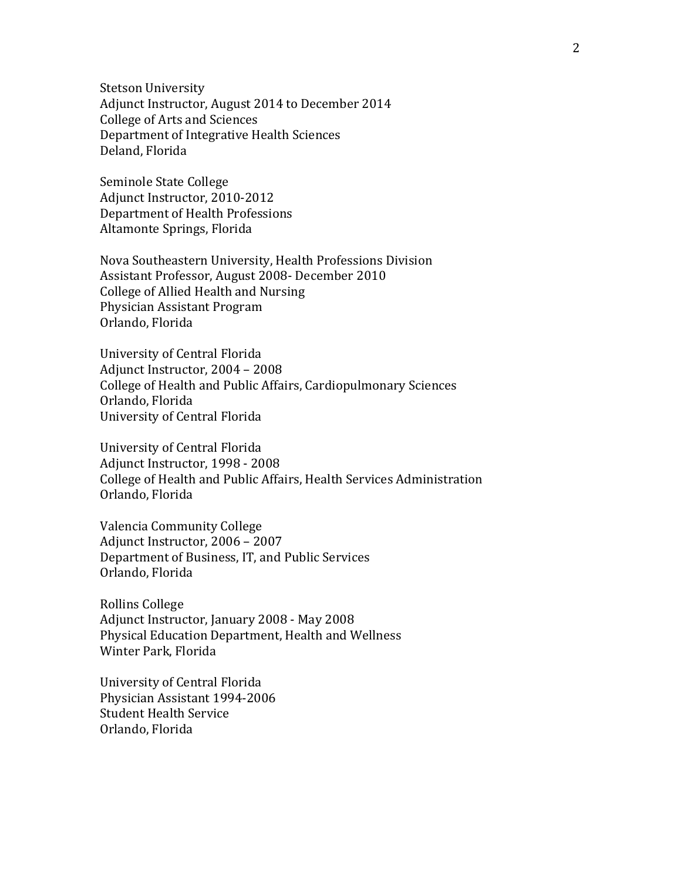Stetson University
Adjunct Instructor, August 2014 to December 2014
College of Arts and Sciences
Department of Integrative Health Sciences
Deland, Florida

Seminole State College
Adjunct Instructor, 2010-2012
Department of Health Professions
Altamonte Springs, Florida

Nova Southeastern University, Health Professions Division
Assistant Professor, August 2008- December 2010
College of Allied Health and Nursing
Physician Assistant Program
Orlando, Florida

University of Central Florida
Adjunct Instructor, 2004 – 2008
College of Health and Public Affairs, Cardiopulmonary Sciences
Orlando, Florida
University of Central Florida

University of Central Florida
Adjunct Instructor, 1998 - 2008
College of Health and Public Affairs, Health Services Administration
Orlando, Florida

Valencia Community College
Adjunct Instructor, 2006 – 2007
Department of Business, IT, and Public Services
Orlando, Florida

Rollins College
Adjunct Instructor, January 2008 - May 2008
Physical Education Department, Health and Wellness
Winter Park, Florida

University of Central Florida
Physician Assistant 1994-2006
Student Health Service
Orlando, Florida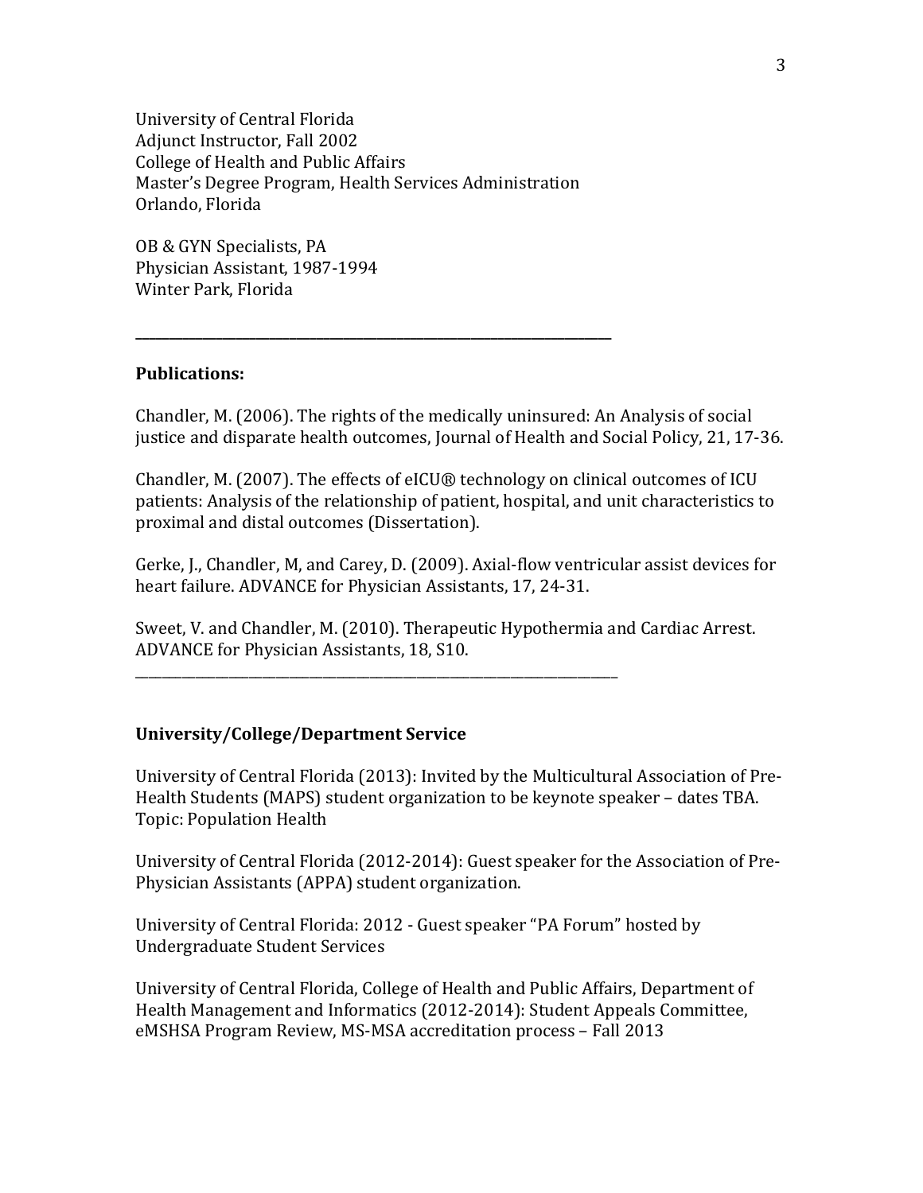University of Central Florida
Adjunct Instructor, Fall 2002
College of Health and Public Affairs
Master's Degree Program, Health Services Administration
Orlando, Florida

OB & GYN Specialists, PA
Physician Assistant, 1987-1994
Winter Park, Florida

---

**Publications:**

Chandler, M. (2006). The rights of the medically uninsured: An Analysis of social justice and disparate health outcomes, Journal of Health and Social Policy, 21, 17-36.

Chandler, M. (2007). The effects of eICU® technology on clinical outcomes of ICU patients: Analysis of the relationship of patient, hospital, and unit characteristics to proximal and distal outcomes (Dissertation).

Gerke, J., Chandler, M, and Carey, D. (2009). Axial-flow ventricular assist devices for heart failure. ADVANCE for Physician Assistants, 17, 24-31.

Sweet, V. and Chandler, M. (2010). Therapeutic Hypothermia and Cardiac Arrest. ADVANCE for Physician Assistants, 18, S10.

---

**University/College/Department Service**

University of Central Florida (2013): Invited by the Multicultural Association of Pre-Health Students (MAPS) student organization to be keynote speaker – dates TBA. Topic: Population Health

University of Central Florida (2012-2014): Guest speaker for the Association of Pre-Physician Assistants (APPA) student organization.

University of Central Florida: 2012 - Guest speaker "PA Forum" hosted by Undergraduate Student Services

University of Central Florida, College of Health and Public Affairs, Department of Health Management and Informatics (2012-2014): Student Appeals Committee, eMSHSA Program Review, MS-MSA accreditation process – Fall 2013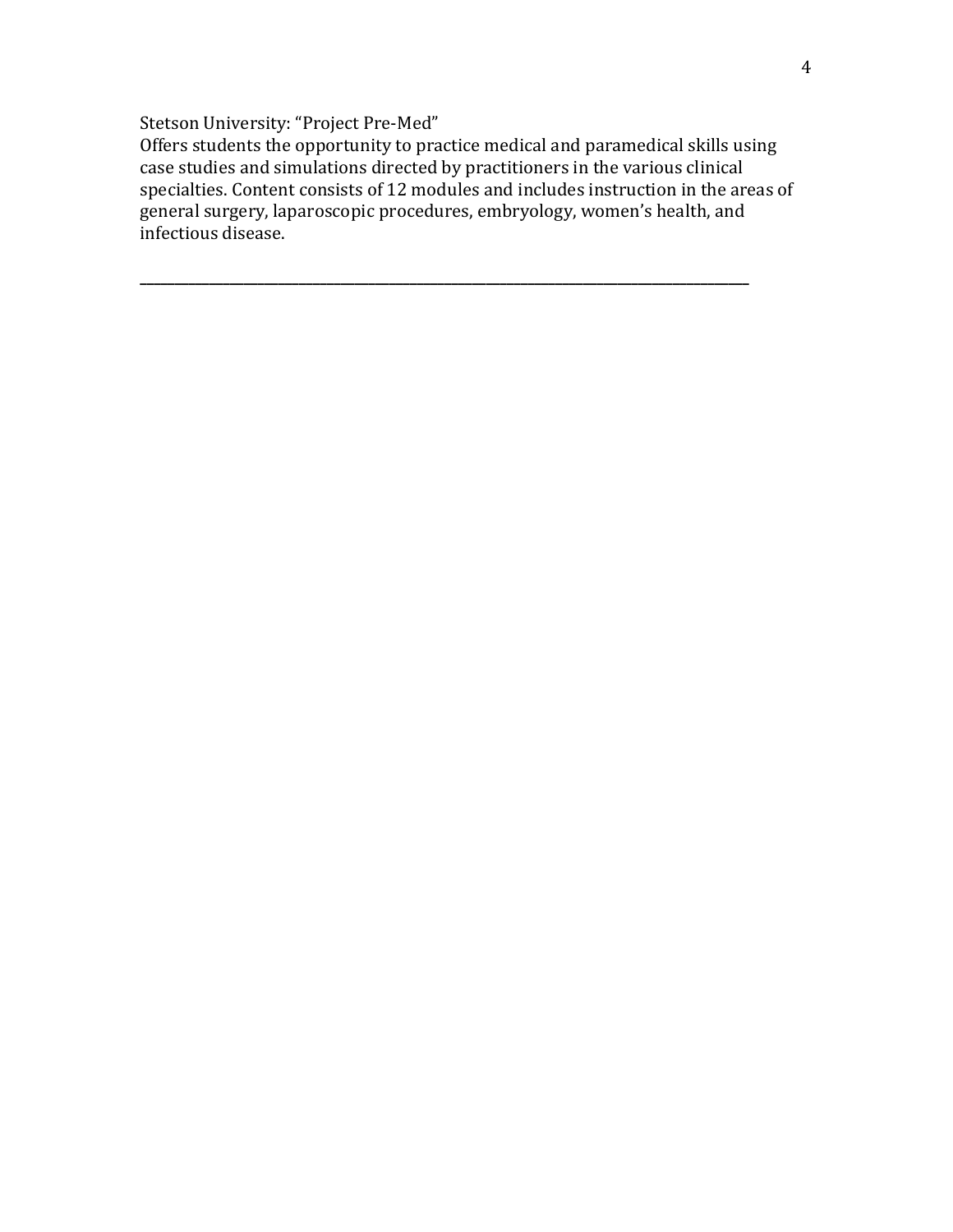Stetson University: "Project Pre-Med"

Offers students the opportunity to practice medical and paramedical skills using case studies and simulations directed by practitioners in the various clinical specialties. Content consists of 12 modules and includes instruction in the areas of general surgery, laparoscopic procedures, embryology, women's health, and infectious disease.

---